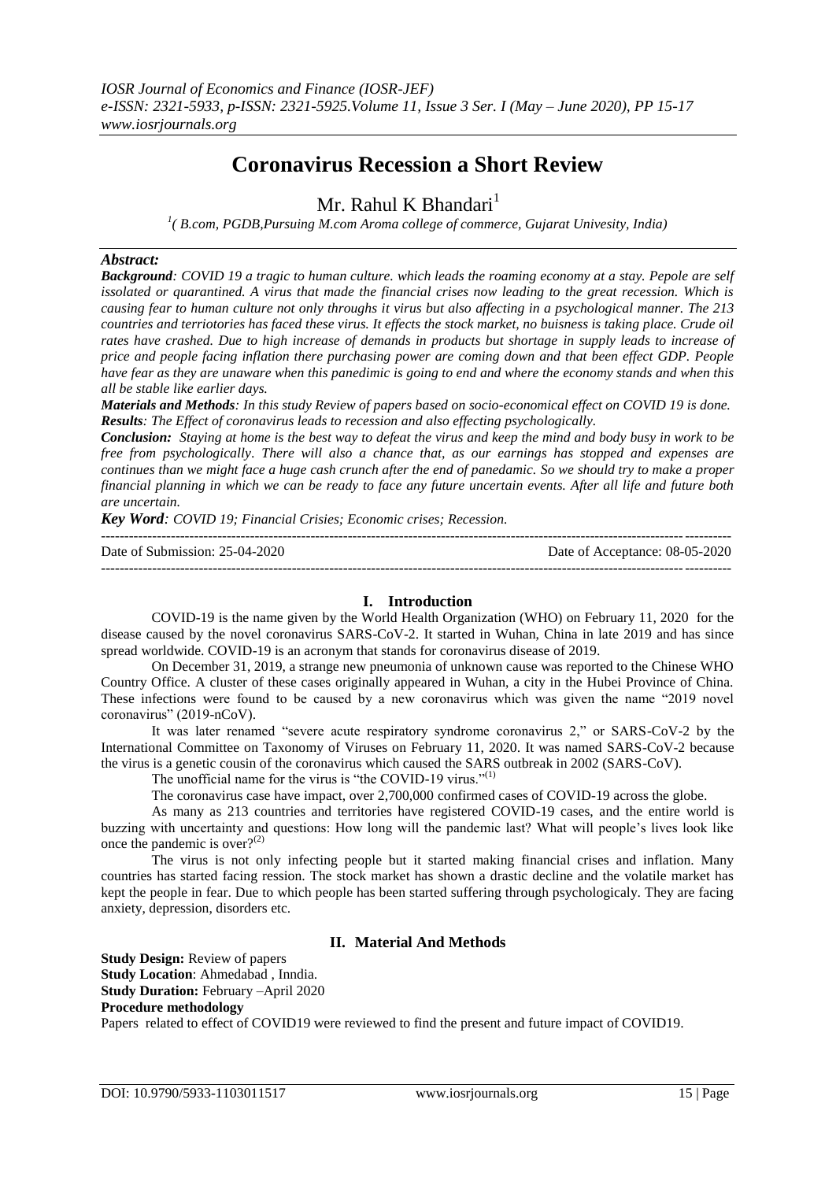# Coronavirus Recession a Short Review

Mr. Rahul K Bhandari[1]

[1]( B.com, PGDB,Pursuing M.com Aroma college of commerce, Gujarat Univesity, India)

***Abstract:***

***Background***: *COVID 19 a tragic to human culture. which leads the roaming economy at a stay. Pepole are self issolated or quarantined. A virus that made the financial crises now leading to the great recession. Which is causing fear to human culture not only throughs it virus but also affecting in a psychological manner. The 213 countries and terriotories has faced these virus. It effects the stock market, no buisness is taking place. Crude oil rates have crashed. Due to high increase of demands in products but shortage in supply leads to increase of price and people facing inflation there purchasing power are coming down and that been effect GDP. People have fear as they are unaware when this panedimic is going to end and where the economy stands and when this all be stable like earlier days.*

***Materials and Methods***: *In this study Review of papers based on socio-economical effect on COVID 19 is done.*

***Results***: *The Effect of coronavirus leads to recession and also effecting psychologically.*

***Conclusion:*** *Staying at home is the best way to defeat the virus and keep the mind and body busy in work to be free from psychologically. There will also a chance that, as our earnings has stopped and expenses are continues than we might face a huge cash crunch after the end of panedamic. So we should try to make a proper financial planning in which we can be ready to face any future uncertain events. After all life and future both are uncertain.*

***Key Word***: *COVID 19; Financial Crisies; Economic crises; Recession.*

---

Date of Submission: 25-04-2020 Date of Acceptance: 08-05-2020

---

## I. Introduction

COVID-19 is the name given by the World Health Organization (WHO) on February 11, 2020 for the disease caused by the novel coronavirus SARS-CoV-2. It started in Wuhan, China in late 2019 and has since spread worldwide. COVID-19 is an acronym that stands for coronavirus disease of 2019.

On December 31, 2019, a strange new pneumonia of unknown cause was reported to the Chinese WHO Country Office. A cluster of these cases originally appeared in Wuhan, a city in the Hubei Province of China. These infections were found to be caused by a new coronavirus which was given the name "2019 novel coronavirus" (2019-nCoV).

It was later renamed "severe acute respiratory syndrome coronavirus 2," or SARS-CoV-2 by the International Committee on Taxonomy of Viruses on February 11, 2020. It was named SARS-CoV-2 because the virus is a genetic cousin of the coronavirus which caused the SARS outbreak in 2002 (SARS-CoV).

The unofficial name for the virus is "the COVID-19 virus."[(1)]

The coronavirus case have impact, over 2,700,000 confirmed cases of COVID-19 across the globe.

As many as 213 countries and territories have registered COVID-19 cases, and the entire world is buzzing with uncertainty and questions: How long will the pandemic last? What will people's lives look like once the pandemic is over?[(2)]

The virus is not only infecting people but it started making financial crises and inflation. Many countries has started facing ression. The stock market has shown a drastic decline and the volatile market has kept the people in fear. Due to which people has been started suffering through psychologicaly. They are facing anxiety, depression, disorders etc.

## II. Material And Methods

**Study Design:** Review of papers

**Study Location**: Ahmedabad , Inndia.

**Study Duration:** February –April 2020

**Procedure methodology**

Papers related to effect of COVID19 were reviewed to find the present and future impact of COVID19.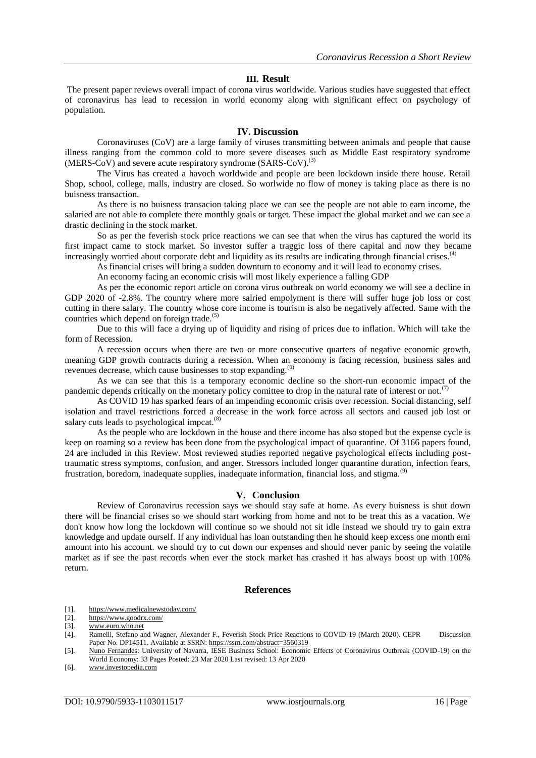## III. Result

The present paper reviews overall impact of corona virus worldwide. Various studies have suggested that effect of coronavirus has lead to recession in world economy along with significant effect on psychology of population.

## IV. Discussion

Coronaviruses (CoV) are a large family of viruses transmitting between animals and people that cause illness ranging from the common cold to more severe diseases such as Middle East respiratory syndrome (MERS-CoV) and severe acute respiratory syndrome (SARS-CoV).[3]

The Virus has created a havoch worldwide and people are been lockdown inside there house. Retail Shop, school, college, malls, industry are closed. So worlwide no flow of money is taking place as there is no buisness transaction.

As there is no buisness transacion taking place we can see the people are not able to earn income, the salaried are not able to complete there monthly goals or target. These impact the global market and we can see a drastic declining in the stock market.

So as per the feverish stock price reactions we can see that when the virus has captured the world its first impact came to stock market. So investor suffer a traggic loss of there capital and now they became increasingly worried about corporate debt and liquidity as its results are indicating through financial crises.[4]

As financial crises will bring a sudden downturn to economy and it will lead to economy crises.

An economy facing an economic crisis will most likely experience a falling GDP

As per the economic report article on corona virus outbreak on world economy we will see a decline in GDP 2020 of -2.8%. The country where more salried empolyment is there will suffer huge job loss or cost cutting in there salary. The country whose core income is tourism is also be negatively affected. Same with the countries which depend on foreign trade.[5]

Due to this will face a drying up of liquidity and rising of prices due to inflation. Which will take the form of Recession.

A recession occurs when there are two or more consecutive quarters of negative economic growth, meaning GDP growth contracts during a recession. When an economy is facing recession, business sales and revenues decrease, which cause businesses to stop expanding.[6]

As we can see that this is a temporary economic decline so the short-run economic impact of the pandemic depends critically on the monetary policy comittee to drop in the natural rate of interest or not.[7]

As COVID 19 has sparked fears of an impending economic crisis over recession. Social distancing, self isolation and travel restrictions forced a decrease in the work force across all sectors and caused job lost or salary cuts leads to psychological impcat.[8]

As the people who are lockdown in the house and there income has also stoped but the expense cycle is keep on roaming so a review has been done from the psychological impact of quarantine. Of 3166 papers found, 24 are included in this Review. Most reviewed studies reported negative psychological effects including post-traumatic stress symptoms, confusion, and anger. Stressors included longer quarantine duration, infection fears, frustration, boredom, inadequate supplies, inadequate information, financial loss, and stigma.[9]

## V. Conclusion

Review of Coronavirus recession says we should stay safe at home. As every buisness is shut down there will be financial crises so we should start working from home and not to be treat this as a vacation. We don't know how long the lockdown will continue so we should not sit idle instead we should try to gain extra knowledge and update ourself. If any individual has loan outstanding then he should keep excess one month emi amount into his account. we should try to cut down our expenses and should never panic by seeing the volatile market as if see the past records when ever the stock market has crashed it has always boost up with 100% return.

## References

[1]. https://www.medicalnewstoday.com/
[2]. https://www.goodrx.com/
[3]. www.euro.who.net
[4]. Ramelli, Stefano and Wagner, Alexander F., Feverish Stock Price Reactions to COVID-19 (March 2020). CEPR Discussion Paper No. DP14511. Available at SSRN: https://ssrn.com/abstract=3560319
[5]. Nuno Fernandes: University of Navarra, IESE Business School: Economic Effects of Coronavirus Outbreak (COVID-19) on the World Economy: 33 Pages Posted: 23 Mar 2020 Last revised: 13 Apr 2020
[6]. www.investopedia.com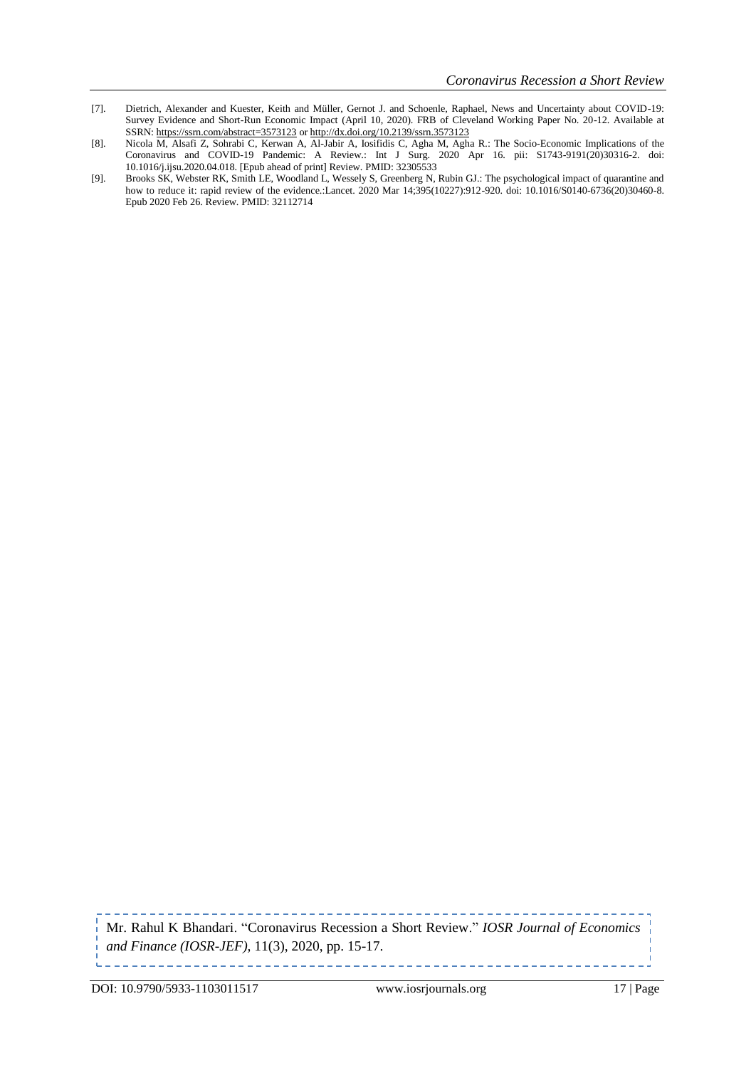[7]. Dietrich, Alexander and Kuester, Keith and Müller, Gernot J. and Schoenle, Raphael, News and Uncertainty about COVID-19: Survey Evidence and Short-Run Economic Impact (April 10, 2020). FRB of Cleveland Working Paper No. 20-12. Available at SSRN: https://ssrn.com/abstract=3573123 or http://dx.doi.org/10.2139/ssrn.3573123

[8]. Nicola M, Alsafi Z, Sohrabi C, Kerwan A, Al-Jabir A, Iosifidis C, Agha M, Agha R.: The Socio-Economic Implications of the Coronavirus and COVID-19 Pandemic: A Review.: Int J Surg. 2020 Apr 16. pii: S1743-9191(20)30316-2. doi: 10.1016/j.ijsu.2020.04.018. [Epub ahead of print] Review. PMID: 32305533

[9]. Brooks SK, Webster RK, Smith LE, Woodland L, Wessely S, Greenberg N, Rubin GJ.: The psychological impact of quarantine and how to reduce it: rapid review of the evidence.:Lancet. 2020 Mar 14;395(10227):912-920. doi: 10.1016/S0140-6736(20)30460-8. Epub 2020 Feb 26. Review. PMID: 32112714

Mr. Rahul K Bhandari. "Coronavirus Recession a Short Review." *IOSR Journal of Economics and Finance (IOSR-JEF)*, 11(3), 2020, pp. 15-17.